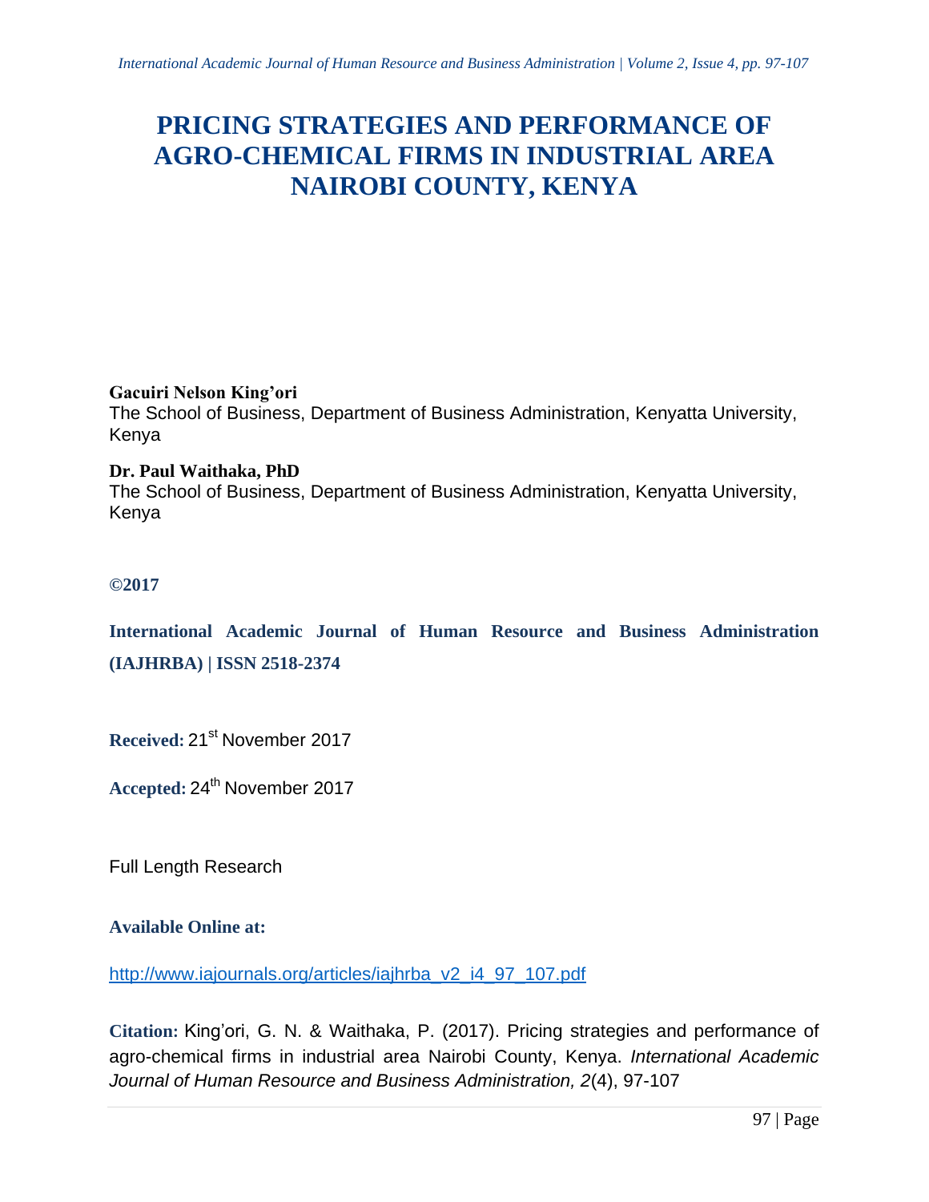# PRICING STRATEGIES AND PERFORMANCE OF AGRO-CHEMICAL FIRMS IN INDUSTRIAL AREA NAIROBI COUNTY, KENYA

**Gacuiri Nelson King'ori**
The School of Business, Department of Business Administration, Kenyatta University, Kenya

**Dr. Paul Waithaka, PhD**
The School of Business, Department of Business Administration, Kenyatta University, Kenya

**©2017**

**International Academic Journal of Human Resource and Business Administration (IAJHRBA) | ISSN 2518-2374**

**Received:** 21st November 2017

**Accepted:** 24th November 2017

Full Length Research

**Available Online at:**

http://www.iajournals.org/articles/iajhrba_v2_i4_97_107.pdf

**Citation:** King'ori, G. N. & Waithaka, P. (2017). Pricing strategies and performance of agro-chemical firms in industrial area Nairobi County, Kenya. *International Academic Journal of Human Resource and Business Administration, 2*(4), 97-107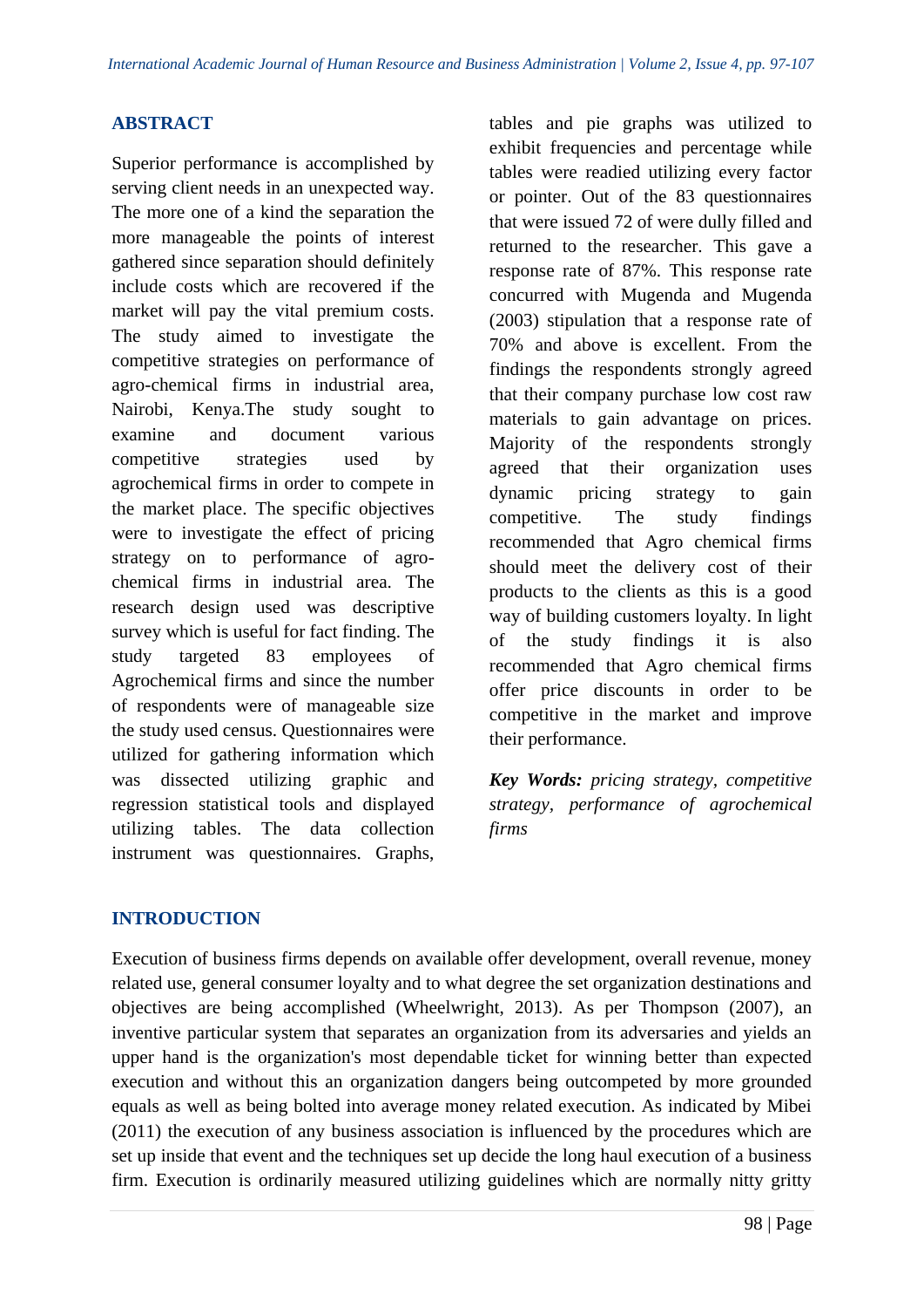## ABSTRACT

Superior performance is accomplished by serving client needs in an unexpected way. The more one of a kind the separation the more manageable the points of interest gathered since separation should definitely include costs which are recovered if the market will pay the vital premium costs. The study aimed to investigate the competitive strategies on performance of agro-chemical firms in industrial area, Nairobi, Kenya.The study sought to examine and document various competitive strategies used by agrochemical firms in order to compete in the market place. The specific objectives were to investigate the effect of pricing strategy on to performance of agro-chemical firms in industrial area. The research design used was descriptive survey which is useful for fact finding. The study targeted 83 employees of Agrochemical firms and since the number of respondents were of manageable size the study used census. Questionnaires were utilized for gathering information which was dissected utilizing graphic and regression statistical tools and displayed utilizing tables. The data collection instrument was questionnaires. Graphs, tables and pie graphs was utilized to exhibit frequencies and percentage while tables were readied utilizing every factor or pointer. Out of the 83 questionnaires that were issued 72 of were dully filled and returned to the researcher. This gave a response rate of 87%. This response rate concurred with Mugenda and Mugenda (2003) stipulation that a response rate of 70% and above is excellent. From the findings the respondents strongly agreed that their company purchase low cost raw materials to gain advantage on prices. Majority of the respondents strongly agreed that their organization uses dynamic pricing strategy to gain competitive. The study findings recommended that Agro chemical firms should meet the delivery cost of their products to the clients as this is a good way of building customers loyalty. In light of the study findings it is also recommended that Agro chemical firms offer price discounts in order to be competitive in the market and improve their performance.

***Key Words:*** *pricing strategy, competitive strategy, performance of agrochemical firms*

## INTRODUCTION

Execution of business firms depends on available offer development, overall revenue, money related use, general consumer loyalty and to what degree the set organization destinations and objectives are being accomplished (Wheelwright, 2013). As per Thompson (2007), an inventive particular system that separates an organization from its adversaries and yields an upper hand is the organization's most dependable ticket for winning better than expected execution and without this an organization dangers being outcompeted by more grounded equals as well as being bolted into average money related execution. As indicated by Mibei (2011) the execution of any business association is influenced by the procedures which are set up inside that event and the techniques set up decide the long haul execution of a business firm. Execution is ordinarily measured utilizing guidelines which are normally nitty gritty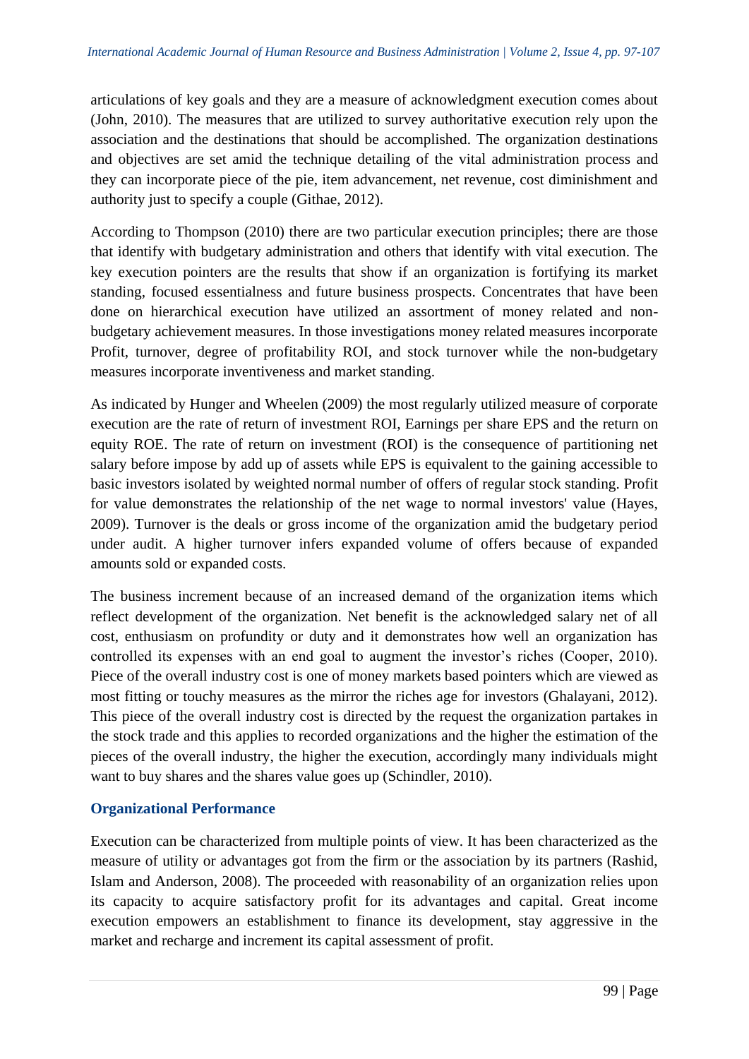articulations of key goals and they are a measure of acknowledgment execution comes about (John, 2010). The measures that are utilized to survey authoritative execution rely upon the association and the destinations that should be accomplished. The organization destinations and objectives are set amid the technique detailing of the vital administration process and they can incorporate piece of the pie, item advancement, net revenue, cost diminishment and authority just to specify a couple (Githae, 2012).

According to Thompson (2010) there are two particular execution principles; there are those that identify with budgetary administration and others that identify with vital execution. The key execution pointers are the results that show if an organization is fortifying its market standing, focused essentialness and future business prospects. Concentrates that have been done on hierarchical execution have utilized an assortment of money related and non-budgetary achievement measures. In those investigations money related measures incorporate Profit, turnover, degree of profitability ROI, and stock turnover while the non-budgetary measures incorporate inventiveness and market standing.

As indicated by Hunger and Wheelen (2009) the most regularly utilized measure of corporate execution are the rate of return of investment ROI, Earnings per share EPS and the return on equity ROE. The rate of return on investment (ROI) is the consequence of partitioning net salary before impose by add up of assets while EPS is equivalent to the gaining accessible to basic investors isolated by weighted normal number of offers of regular stock standing. Profit for value demonstrates the relationship of the net wage to normal investors' value (Hayes, 2009). Turnover is the deals or gross income of the organization amid the budgetary period under audit. A higher turnover infers expanded volume of offers because of expanded amounts sold or expanded costs.

The business increment because of an increased demand of the organization items which reflect development of the organization. Net benefit is the acknowledged salary net of all cost, enthusiasm on profundity or duty and it demonstrates how well an organization has controlled its expenses with an end goal to augment the investor's riches (Cooper, 2010). Piece of the overall industry cost is one of money markets based pointers which are viewed as most fitting or touchy measures as the mirror the riches age for investors (Ghalayani, 2012). This piece of the overall industry cost is directed by the request the organization partakes in the stock trade and this applies to recorded organizations and the higher the estimation of the pieces of the overall industry, the higher the execution, accordingly many individuals might want to buy shares and the shares value goes up (Schindler, 2010).

## Organizational Performance

Execution can be characterized from multiple points of view. It has been characterized as the measure of utility or advantages got from the firm or the association by its partners (Rashid, Islam and Anderson, 2008). The proceeded with reasonability of an organization relies upon its capacity to acquire satisfactory profit for its advantages and capital. Great income execution empowers an establishment to finance its development, stay aggressive in the market and recharge and increment its capital assessment of profit.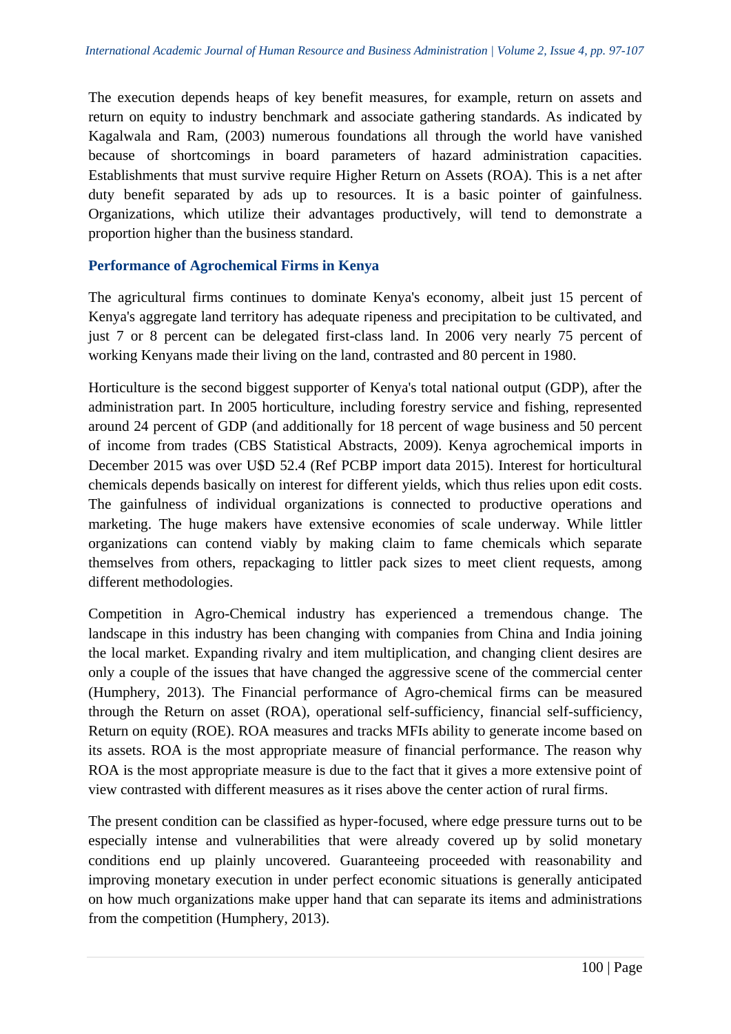The execution depends heaps of key benefit measures, for example, return on assets and return on equity to industry benchmark and associate gathering standards. As indicated by Kagalwala and Ram, (2003) numerous foundations all through the world have vanished because of shortcomings in board parameters of hazard administration capacities. Establishments that must survive require Higher Return on Assets (ROA). This is a net after duty benefit separated by ads up to resources. It is a basic pointer of gainfulness. Organizations, which utilize their advantages productively, will tend to demonstrate a proportion higher than the business standard.

### Performance of Agrochemical Firms in Kenya

The agricultural firms continues to dominate Kenya's economy, albeit just 15 percent of Kenya's aggregate land territory has adequate ripeness and precipitation to be cultivated, and just 7 or 8 percent can be delegated first-class land. In 2006 very nearly 75 percent of working Kenyans made their living on the land, contrasted and 80 percent in 1980.

Horticulture is the second biggest supporter of Kenya's total national output (GDP), after the administration part. In 2005 horticulture, including forestry service and fishing, represented around 24 percent of GDP (and additionally for 18 percent of wage business and 50 percent of income from trades (CBS Statistical Abstracts, 2009). Kenya agrochemical imports in December 2015 was over U$D 52.4 (Ref PCBP import data 2015). Interest for horticultural chemicals depends basically on interest for different yields, which thus relies upon edit costs. The gainfulness of individual organizations is connected to productive operations and marketing. The huge makers have extensive economies of scale underway. While littler organizations can contend viably by making claim to fame chemicals which separate themselves from others, repackaging to littler pack sizes to meet client requests, among different methodologies.

Competition in Agro-Chemical industry has experienced a tremendous change. The landscape in this industry has been changing with companies from China and India joining the local market. Expanding rivalry and item multiplication, and changing client desires are only a couple of the issues that have changed the aggressive scene of the commercial center (Humphery, 2013). The Financial performance of Agro-chemical firms can be measured through the Return on asset (ROA), operational self-sufficiency, financial self-sufficiency, Return on equity (ROE). ROA measures and tracks MFIs ability to generate income based on its assets. ROA is the most appropriate measure of financial performance. The reason why ROA is the most appropriate measure is due to the fact that it gives a more extensive point of view contrasted with different measures as it rises above the center action of rural firms.

The present condition can be classified as hyper-focused, where edge pressure turns out to be especially intense and vulnerabilities that were already covered up by solid monetary conditions end up plainly uncovered. Guaranteeing proceeded with reasonability and improving monetary execution in under perfect economic situations is generally anticipated on how much organizations make upper hand that can separate its items and administrations from the competition (Humphery, 2013).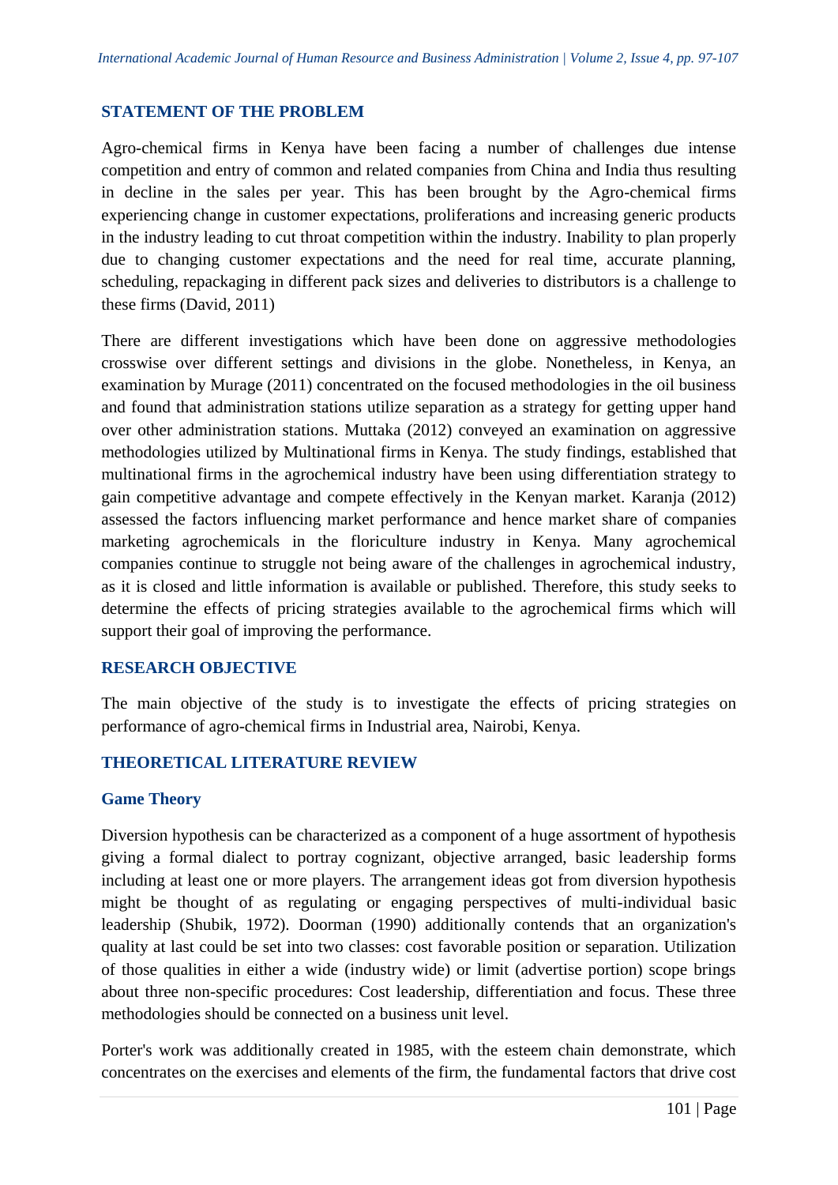## STATEMENT OF THE PROBLEM

Agro-chemical firms in Kenya have been facing a number of challenges due intense competition and entry of common and related companies from China and India thus resulting in decline in the sales per year. This has been brought by the Agro-chemical firms experiencing change in customer expectations, proliferations and increasing generic products in the industry leading to cut throat competition within the industry. Inability to plan properly due to changing customer expectations and the need for real time, accurate planning, scheduling, repackaging in different pack sizes and deliveries to distributors is a challenge to these firms (David, 2011)

There are different investigations which have been done on aggressive methodologies crosswise over different settings and divisions in the globe. Nonetheless, in Kenya, an examination by Murage (2011) concentrated on the focused methodologies in the oil business and found that administration stations utilize separation as a strategy for getting upper hand over other administration stations. Muttaka (2012) conveyed an examination on aggressive methodologies utilized by Multinational firms in Kenya. The study findings, established that multinational firms in the agrochemical industry have been using differentiation strategy to gain competitive advantage and compete effectively in the Kenyan market. Karanja (2012) assessed the factors influencing market performance and hence market share of companies marketing agrochemicals in the floriculture industry in Kenya. Many agrochemical companies continue to struggle not being aware of the challenges in agrochemical industry, as it is closed and little information is available or published. Therefore, this study seeks to determine the effects of pricing strategies available to the agrochemical firms which will support their goal of improving the performance.

## RESEARCH OBJECTIVE

The main objective of the study is to investigate the effects of pricing strategies on performance of agro-chemical firms in Industrial area, Nairobi, Kenya.

## THEORETICAL LITERATURE REVIEW

### Game Theory

Diversion hypothesis can be characterized as a component of a huge assortment of hypothesis giving a formal dialect to portray cognizant, objective arranged, basic leadership forms including at least one or more players. The arrangement ideas got from diversion hypothesis might be thought of as regulating or engaging perspectives of multi-individual basic leadership (Shubik, 1972). Doorman (1990) additionally contends that an organization's quality at last could be set into two classes: cost favorable position or separation. Utilization of those qualities in either a wide (industry wide) or limit (advertise portion) scope brings about three non-specific procedures: Cost leadership, differentiation and focus. These three methodologies should be connected on a business unit level.

Porter's work was additionally created in 1985, with the esteem chain demonstrate, which concentrates on the exercises and elements of the firm, the fundamental factors that drive cost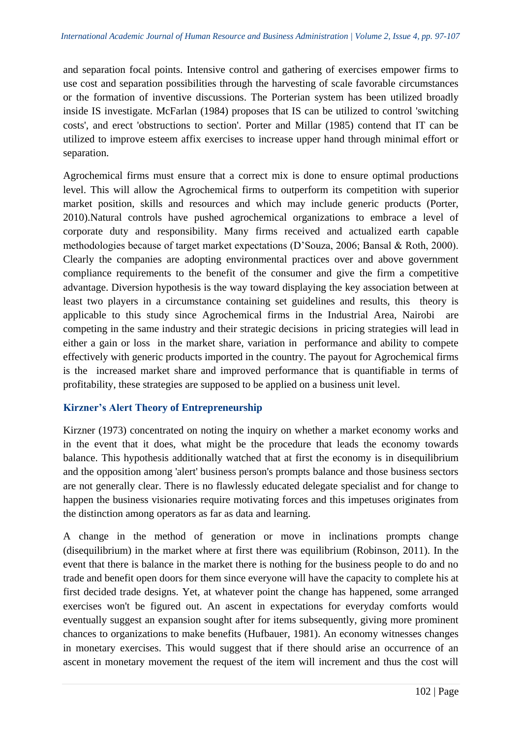and separation focal points. Intensive control and gathering of exercises empower firms to use cost and separation possibilities through the harvesting of scale favorable circumstances or the formation of inventive discussions. The Porterian system has been utilized broadly inside IS investigate. McFarlan (1984) proposes that IS can be utilized to control 'switching costs', and erect 'obstructions to section'. Porter and Millar (1985) contend that IT can be utilized to improve esteem affix exercises to increase upper hand through minimal effort or separation.

Agrochemical firms must ensure that a correct mix is done to ensure optimal productions level. This will allow the Agrochemical firms to outperform its competition with superior market position, skills and resources and which may include generic products (Porter, 2010).Natural controls have pushed agrochemical organizations to embrace a level of corporate duty and responsibility. Many firms received and actualized earth capable methodologies because of target market expectations (D'Souza, 2006; Bansal & Roth, 2000). Clearly the companies are adopting environmental practices over and above government compliance requirements to the benefit of the consumer and give the firm a competitive advantage. Diversion hypothesis is the way toward displaying the key association between at least two players in a circumstance containing set guidelines and results, this theory is applicable to this study since Agrochemical firms in the Industrial Area, Nairobi are competing in the same industry and their strategic decisions in pricing strategies will lead in either a gain or loss in the market share, variation in performance and ability to compete effectively with generic products imported in the country. The payout for Agrochemical firms is the increased market share and improved performance that is quantifiable in terms of profitability, these strategies are supposed to be applied on a business unit level.

## Kirzner's Alert Theory of Entrepreneurship

Kirzner (1973) concentrated on noting the inquiry on whether a market economy works and in the event that it does, what might be the procedure that leads the economy towards balance. This hypothesis additionally watched that at first the economy is in disequilibrium and the opposition among 'alert' business person's prompts balance and those business sectors are not generally clear. There is no flawlessly educated delegate specialist and for change to happen the business visionaries require motivating forces and this impetuses originates from the distinction among operators as far as data and learning.

A change in the method of generation or move in inclinations prompts change (disequilibrium) in the market where at first there was equilibrium (Robinson, 2011). In the event that there is balance in the market there is nothing for the business people to do and no trade and benefit open doors for them since everyone will have the capacity to complete his at first decided trade designs. Yet, at whatever point the change has happened, some arranged exercises won't be figured out. An ascent in expectations for everyday comforts would eventually suggest an expansion sought after for items subsequently, giving more prominent chances to organizations to make benefits (Hufbauer, 1981). An economy witnesses changes in monetary exercises. This would suggest that if there should arise an occurrence of an ascent in monetary movement the request of the item will increment and thus the cost will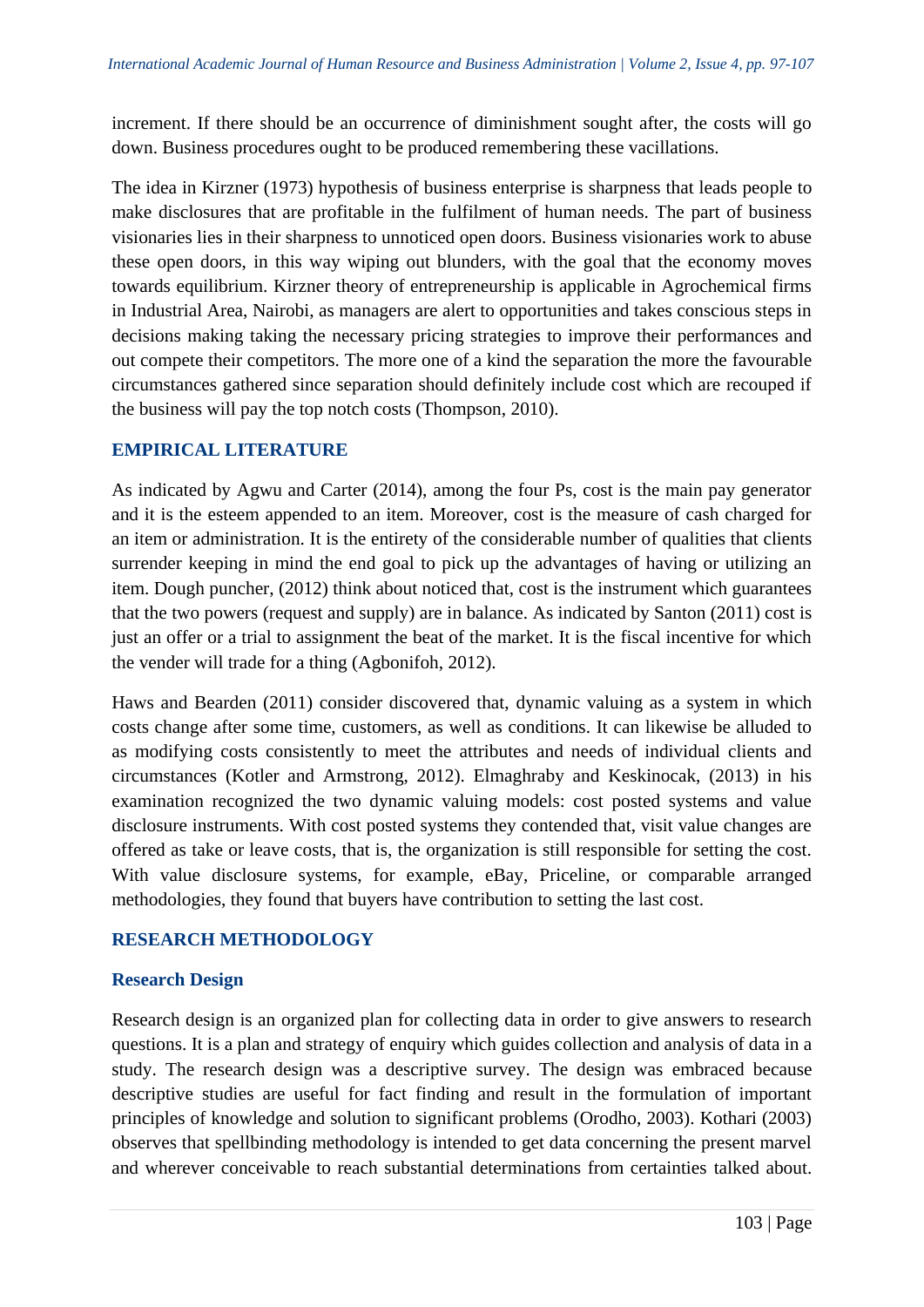increment. If there should be an occurrence of diminishment sought after, the costs will go down. Business procedures ought to be produced remembering these vacillations.

The idea in Kirzner (1973) hypothesis of business enterprise is sharpness that leads people to make disclosures that are profitable in the fulfilment of human needs. The part of business visionaries lies in their sharpness to unnoticed open doors. Business visionaries work to abuse these open doors, in this way wiping out blunders, with the goal that the economy moves towards equilibrium. Kirzner theory of entrepreneurship is applicable in Agrochemical firms in Industrial Area, Nairobi, as managers are alert to opportunities and takes conscious steps in decisions making taking the necessary pricing strategies to improve their performances and out compete their competitors. The more one of a kind the separation the more the favourable circumstances gathered since separation should definitely include cost which are recouped if the business will pay the top notch costs (Thompson, 2010).

## EMPIRICAL LITERATURE

As indicated by Agwu and Carter (2014), among the four Ps, cost is the main pay generator and it is the esteem appended to an item. Moreover, cost is the measure of cash charged for an item or administration. It is the entirety of the considerable number of qualities that clients surrender keeping in mind the end goal to pick up the advantages of having or utilizing an item. Dough puncher, (2012) think about noticed that, cost is the instrument which guarantees that the two powers (request and supply) are in balance. As indicated by Santon (2011) cost is just an offer or a trial to assignment the beat of the market. It is the fiscal incentive for which the vender will trade for a thing (Agbonifoh, 2012).

Haws and Bearden (2011) consider discovered that, dynamic valuing as a system in which costs change after some time, customers, as well as conditions. It can likewise be alluded to as modifying costs consistently to meet the attributes and needs of individual clients and circumstances (Kotler and Armstrong, 2012). Elmaghraby and Keskinocak, (2013) in his examination recognized the two dynamic valuing models: cost posted systems and value disclosure instruments. With cost posted systems they contended that, visit value changes are offered as take or leave costs, that is, the organization is still responsible for setting the cost. With value disclosure systems, for example, eBay, Priceline, or comparable arranged methodologies, they found that buyers have contribution to setting the last cost.

## RESEARCH METHODOLOGY

### Research Design

Research design is an organized plan for collecting data in order to give answers to research questions. It is a plan and strategy of enquiry which guides collection and analysis of data in a study. The research design was a descriptive survey. The design was embraced because descriptive studies are useful for fact finding and result in the formulation of important principles of knowledge and solution to significant problems (Orodho, 2003). Kothari (2003) observes that spellbinding methodology is intended to get data concerning the present marvel and wherever conceivable to reach substantial determinations from certainties talked about.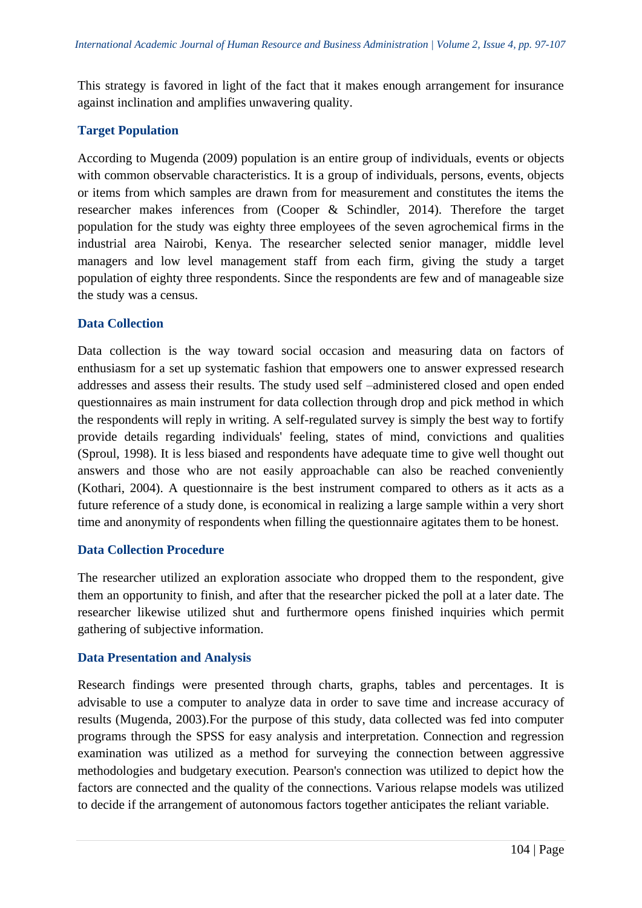This strategy is favored in light of the fact that it makes enough arrangement for insurance against inclination and amplifies unwavering quality.

### Target Population

According to Mugenda (2009) population is an entire group of individuals, events or objects with common observable characteristics. It is a group of individuals, persons, events, objects or items from which samples are drawn from for measurement and constitutes the items the researcher makes inferences from (Cooper & Schindler, 2014). Therefore the target population for the study was eighty three employees of the seven agrochemical firms in the industrial area Nairobi, Kenya. The researcher selected senior manager, middle level managers and low level management staff from each firm, giving the study a target population of eighty three respondents. Since the respondents are few and of manageable size the study was a census.

### Data Collection

Data collection is the way toward social occasion and measuring data on factors of enthusiasm for a set up systematic fashion that empowers one to answer expressed research addresses and assess their results. The study used self –administered closed and open ended questionnaires as main instrument for data collection through drop and pick method in which the respondents will reply in writing. A self-regulated survey is simply the best way to fortify provide details regarding individuals' feeling, states of mind, convictions and qualities (Sproul, 1998). It is less biased and respondents have adequate time to give well thought out answers and those who are not easily approachable can also be reached conveniently (Kothari, 2004). A questionnaire is the best instrument compared to others as it acts as a future reference of a study done, is economical in realizing a large sample within a very short time and anonymity of respondents when filling the questionnaire agitates them to be honest.

### Data Collection Procedure

The researcher utilized an exploration associate who dropped them to the respondent, give them an opportunity to finish, and after that the researcher picked the poll at a later date. The researcher likewise utilized shut and furthermore opens finished inquiries which permit gathering of subjective information.

### Data Presentation and Analysis

Research findings were presented through charts, graphs, tables and percentages. It is advisable to use a computer to analyze data in order to save time and increase accuracy of results (Mugenda, 2003).For the purpose of this study, data collected was fed into computer programs through the SPSS for easy analysis and interpretation. Connection and regression examination was utilized as a method for surveying the connection between aggressive methodologies and budgetary execution. Pearson's connection was utilized to depict how the factors are connected and the quality of the connections. Various relapse models was utilized to decide if the arrangement of autonomous factors together anticipates the reliant variable.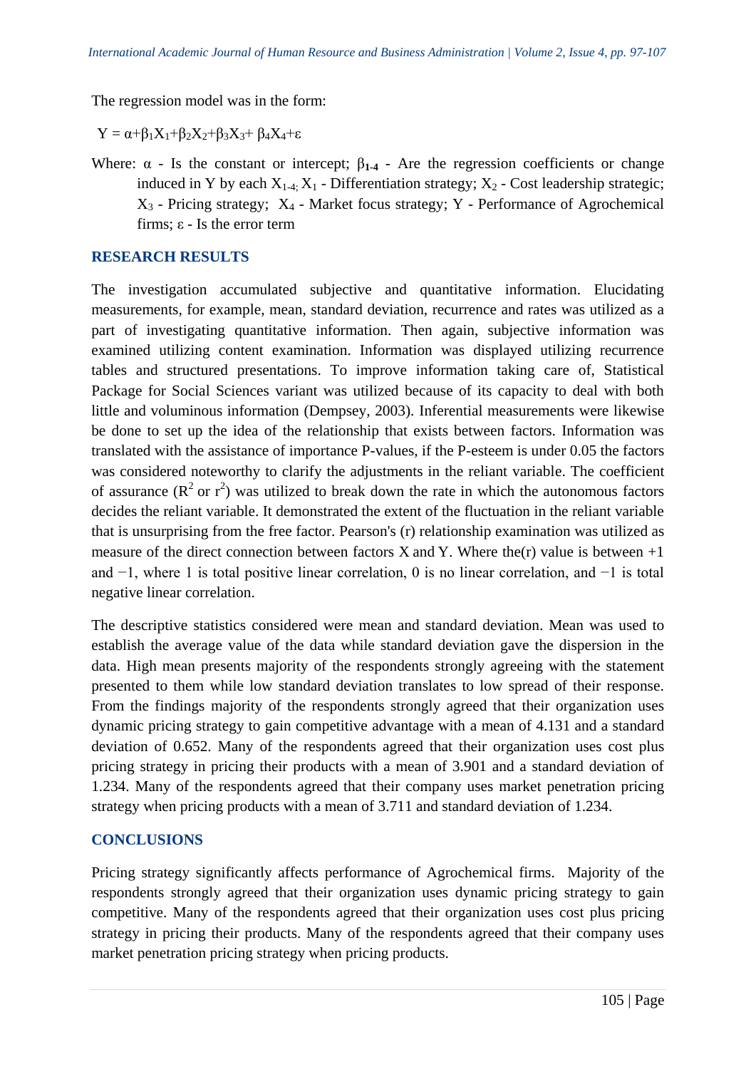The regression model was in the form:

$$Y = \alpha+\beta_1X_1+\beta_2X_2+\beta_3X_3+ \beta_4X_4+\varepsilon$$

Where: $\alpha$ - Is the constant or intercept; $\beta_{1\text{-}4}$ - Are the regression coefficients or change induced in Y by each $X_{1\text{-}4;}$ $X_1$ - Differentiation strategy; $X_2$ - Cost leadership strategic; $X_3$ - Pricing strategy; $X_4$ - Market focus strategy; Y - Performance of Agrochemical firms; $\varepsilon$ - Is the error term

## RESEARCH RESULTS

The investigation accumulated subjective and quantitative information. Elucidating measurements, for example, mean, standard deviation, recurrence and rates was utilized as a part of investigating quantitative information. Then again, subjective information was examined utilizing content examination. Information was displayed utilizing recurrence tables and structured presentations. To improve information taking care of, Statistical Package for Social Sciences variant was utilized because of its capacity to deal with both little and voluminous information (Dempsey, 2003). Inferential measurements were likewise be done to set up the idea of the relationship that exists between factors. Information was translated with the assistance of importance P-values, if the P-esteem is under 0.05 the factors was considered noteworthy to clarify the adjustments in the reliant variable. The coefficient of assurance ($R^2$ or $r^2$) was utilized to break down the rate in which the autonomous factors decides the reliant variable. It demonstrated the extent of the fluctuation in the reliant variable that is unsurprising from the free factor. Pearson's (r) relationship examination was utilized as measure of the direct connection between factors X and Y. Where the(r) value is between +1 and −1, where 1 is total positive linear correlation, 0 is no linear correlation, and −1 is total negative linear correlation.

The descriptive statistics considered were mean and standard deviation. Mean was used to establish the average value of the data while standard deviation gave the dispersion in the data. High mean presents majority of the respondents strongly agreeing with the statement presented to them while low standard deviation translates to low spread of their response. From the findings majority of the respondents strongly agreed that their organization uses dynamic pricing strategy to gain competitive advantage with a mean of 4.131 and a standard deviation of 0.652. Many of the respondents agreed that their organization uses cost plus pricing strategy in pricing their products with a mean of 3.901 and a standard deviation of 1.234. Many of the respondents agreed that their company uses market penetration pricing strategy when pricing products with a mean of 3.711 and standard deviation of 1.234.

## CONCLUSIONS

Pricing strategy significantly affects performance of Agrochemical firms. Majority of the respondents strongly agreed that their organization uses dynamic pricing strategy to gain competitive. Many of the respondents agreed that their organization uses cost plus pricing strategy in pricing their products. Many of the respondents agreed that their company uses market penetration pricing strategy when pricing products.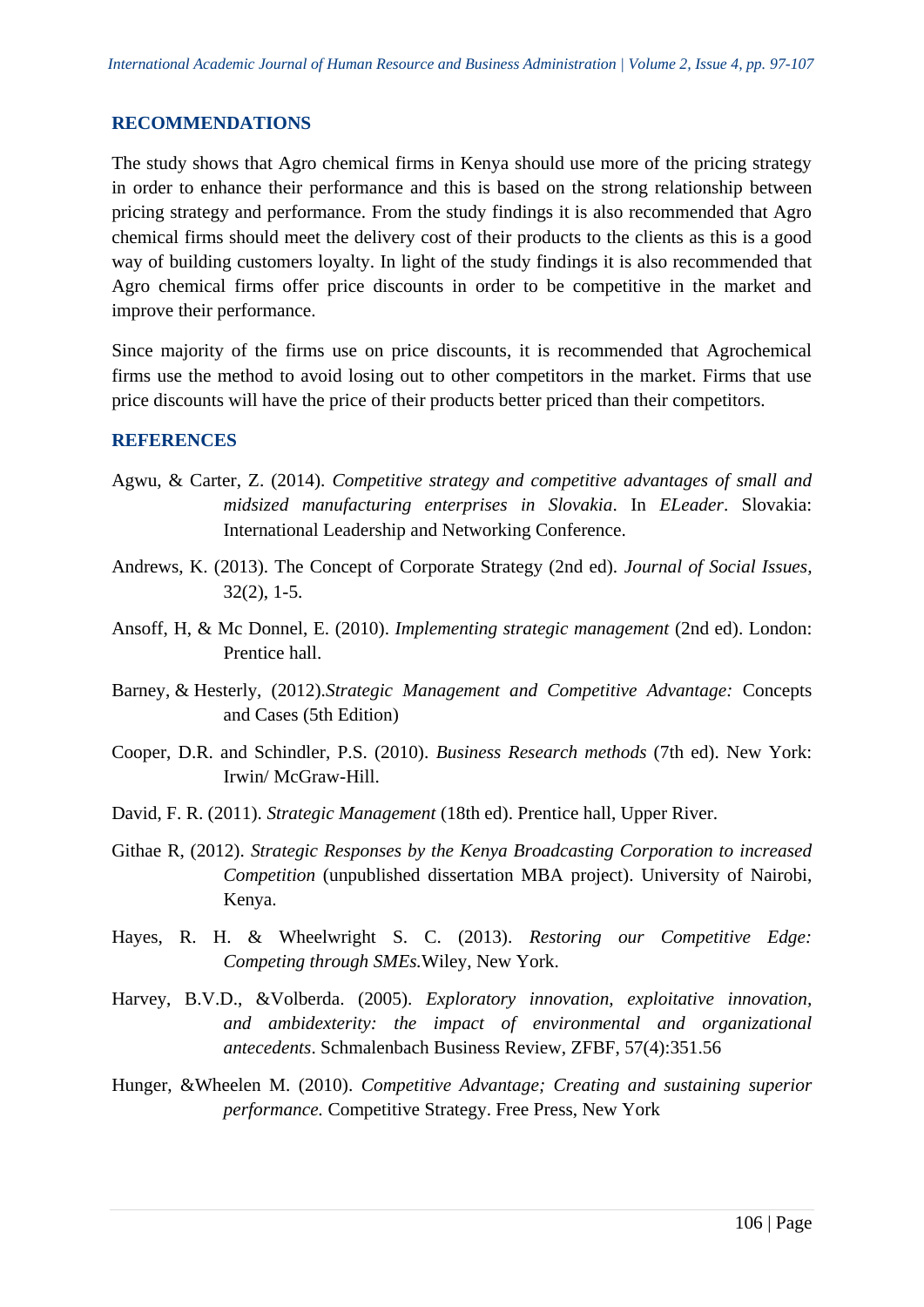## RECOMMENDATIONS

The study shows that Agro chemical firms in Kenya should use more of the pricing strategy in order to enhance their performance and this is based on the strong relationship between pricing strategy and performance. From the study findings it is also recommended that Agro chemical firms should meet the delivery cost of their products to the clients as this is a good way of building customers loyalty. In light of the study findings it is also recommended that Agro chemical firms offer price discounts in order to be competitive in the market and improve their performance.

Since majority of the firms use on price discounts, it is recommended that Agrochemical firms use the method to avoid losing out to other competitors in the market. Firms that use price discounts will have the price of their products better priced than their competitors.

## REFERENCES

Agwu, & Carter, Z. (2014). *Competitive strategy and competitive advantages of small and midsized manufacturing enterprises in Slovakia*. In *ELeader*. Slovakia: International Leadership and Networking Conference.

Andrews, K. (2013). The Concept of Corporate Strategy (2nd ed). *Journal of Social Issues*, 32(2), 1-5.

Ansoff, H, & Mc Donnel, E. (2010). *Implementing strategic management* (2nd ed). London: Prentice hall.

Barney, & Hesterly, (2012).*Strategic Management and Competitive Advantage:* Concepts and Cases (5th Edition)

Cooper, D.R. and Schindler, P.S. (2010). *Business Research methods* (7th ed). New York: Irwin/ McGraw-Hill.

David, F. R. (2011). *Strategic Management* (18th ed). Prentice hall, Upper River.

Githae R, (2012). *Strategic Responses by the Kenya Broadcasting Corporation to increased Competition* (unpublished dissertation MBA project). University of Nairobi, Kenya.

Hayes, R. H. & Wheelwright S. C. (2013). *Restoring our Competitive Edge: Competing through SMEs.*Wiley, New York.

Harvey, B.V.D., &Volberda. (2005). *Exploratory innovation, exploitative innovation, and ambidexterity: the impact of environmental and organizational antecedents*. Schmalenbach Business Review, ZFBF, 57(4):351.56

Hunger, &Wheelen M. (2010). *Competitive Advantage; Creating and sustaining superior performance.* Competitive Strategy. Free Press, New York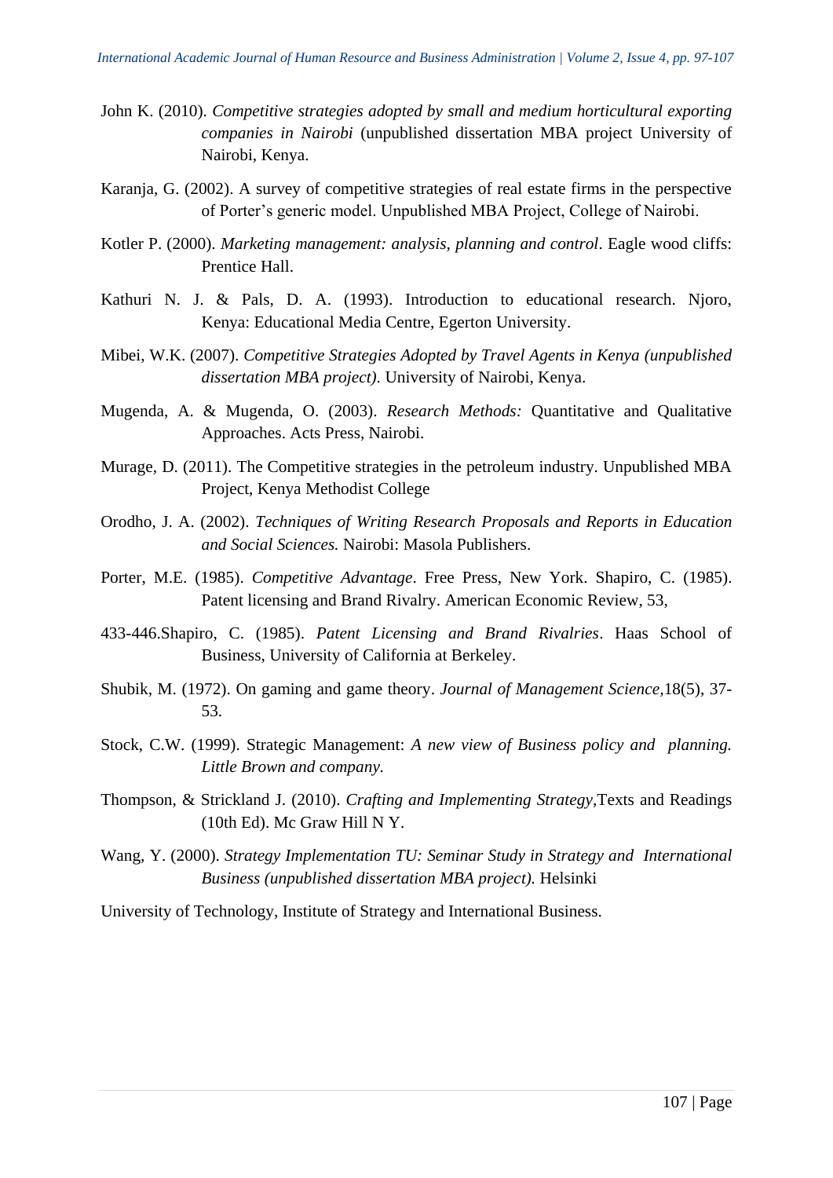John K. (2010). *Competitive strategies adopted by small and medium horticultural exporting companies in Nairobi* (unpublished dissertation MBA project University of Nairobi, Kenya.

Karanja, G. (2002). A survey of competitive strategies of real estate firms in the perspective of Porter's generic model. Unpublished MBA Project, College of Nairobi.

Kotler P. (2000). *Marketing management: analysis, planning and control*. Eagle wood cliffs: Prentice Hall.

Kathuri N. J. & Pals, D. A. (1993). Introduction to educational research. Njoro, Kenya: Educational Media Centre, Egerton University.

Mibei, W.K. (2007). *Competitive Strategies Adopted by Travel Agents in Kenya (unpublished dissertation MBA project).* University of Nairobi, Kenya.

Mugenda, A. & Mugenda, O. (2003). *Research Methods:* Quantitative and Qualitative Approaches. Acts Press, Nairobi.

Murage, D. (2011). The Competitive strategies in the petroleum industry. Unpublished MBA Project, Kenya Methodist College

Orodho, J. A. (2002). *Techniques of Writing Research Proposals and Reports in Education and Social Sciences.* Nairobi: Masola Publishers.

Porter, M.E. (1985). *Competitive Advantage*. Free Press, New York. Shapiro, C. (1985). Patent licensing and Brand Rivalry. American Economic Review, 53,

433-446.Shapiro, C. (1985). *Patent Licensing and Brand Rivalries*. Haas School of Business, University of California at Berkeley.

Shubik, M. (1972). On gaming and game theory. *Journal of Management Science*,18(5), 37-53.

Stock, C.W. (1999). Strategic Management: *A new view of Business policy and planning. Little Brown and company.*

Thompson, & Strickland J. (2010). *Crafting and Implementing Strategy*,Texts and Readings (10th Ed). Mc Graw Hill N Y.

Wang, Y. (2000). *Strategy Implementation TU: Seminar Study in Strategy and International Business (unpublished dissertation MBA project).* Helsinki

University of Technology, Institute of Strategy and International Business.